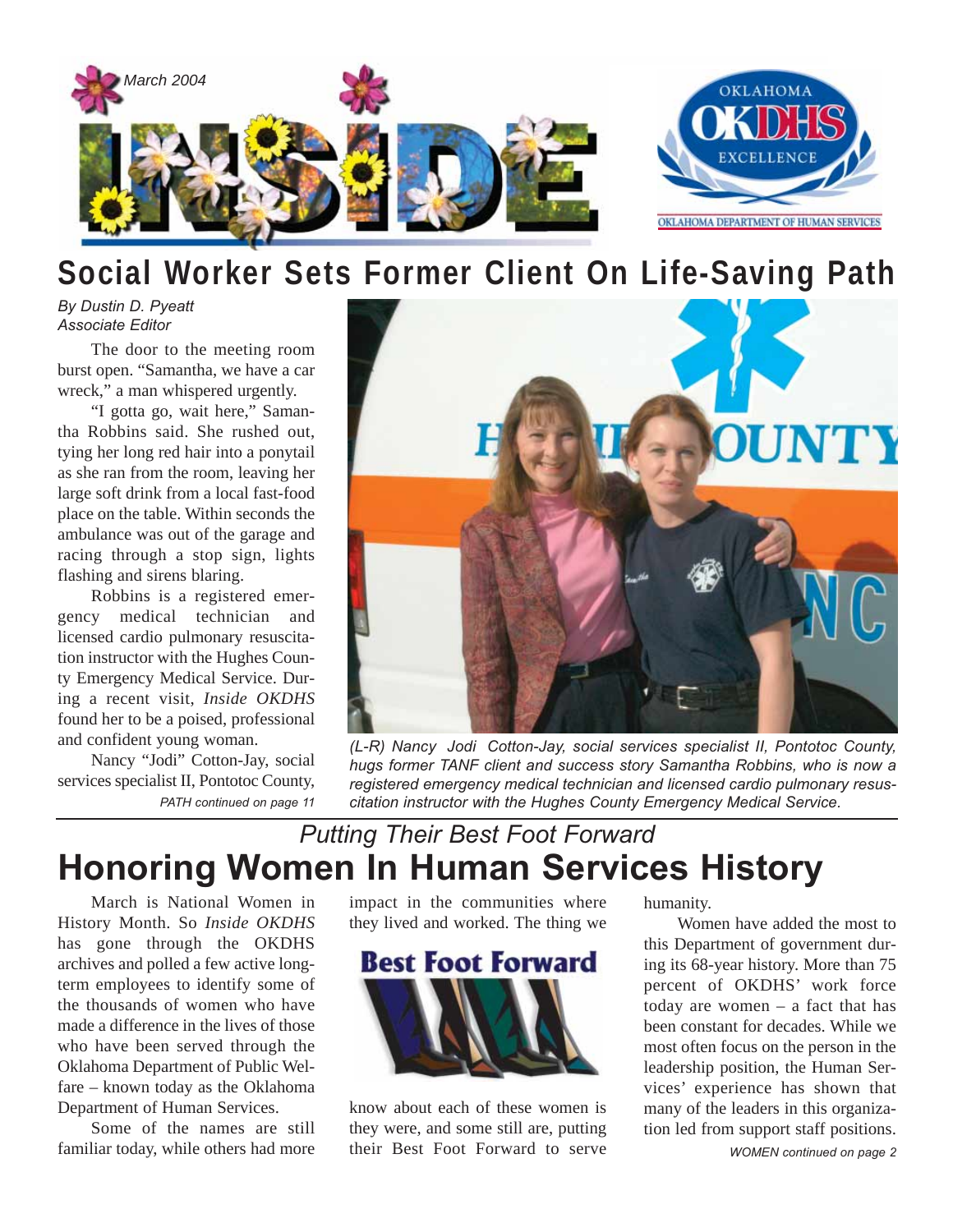March 2004

# INSIDE

OKLAHOMA OKDHS EXCELLENCE

OKLAHOMA DEPARTMENT OF HUMAN SERVICES

# Social Worker Sets Former Client On Life-Saving Path

*By Dustin D. Pyeatt*
*Associate Editor*

The door to the meeting room burst open. "Samantha, we have a car wreck," a man whispered urgently.

"I gotta go, wait here," Samantha Robbins said. She rushed out, tying her long red hair into a ponytail as she ran from the room, leaving her large soft drink from a local fast-food place on the table. Within seconds the ambulance was out of the garage and racing through a stop sign, lights flashing and sirens blaring.

Robbins is a registered emergency medical technician and licensed cardio pulmonary resuscitation instructor with the Hughes County Emergency Medical Service. During a recent visit, *Inside OKDHS* found her to be a poised, professional and confident young woman.

Nancy "Jodi" Cotton-Jay, social services specialist II, Pontotoc County,

*PATH continued on page 11*

*(L-R) Nancy Jodi Cotton-Jay, social services specialist II, Pontotoc County, hugs former TANF client and success story Samantha Robbins, who is now a registered emergency medical technician and licensed cardio pulmonary resuscitation instructor with the Hughes County Emergency Medical Service.*

## *Putting Their Best Foot Forward*

# Honoring Women In Human Services History

March is National Women in History Month. So *Inside OKDHS* has gone through the OKDHS archives and polled a few active long-term employees to identify some of the thousands of women who have made a difference in the lives of those who have been served through the Oklahoma Department of Public Welfare – known today as the Oklahoma Department of Human Services.

Some of the names are still familiar today, while others had more impact in the communities where they lived and worked. The thing we know about each of these women is they were, and some still are, putting their Best Foot Forward to serve humanity.

**Best Foot Forward**

Women have added the most to this Department of government during its 68-year history. More than 75 percent of OKDHS' work force today are women – a fact that has been constant for decades. While we most often focus on the person in the leadership position, the Human Services' experience has shown that many of the leaders in this organization led from support staff positions.

*WOMEN continued on page 2*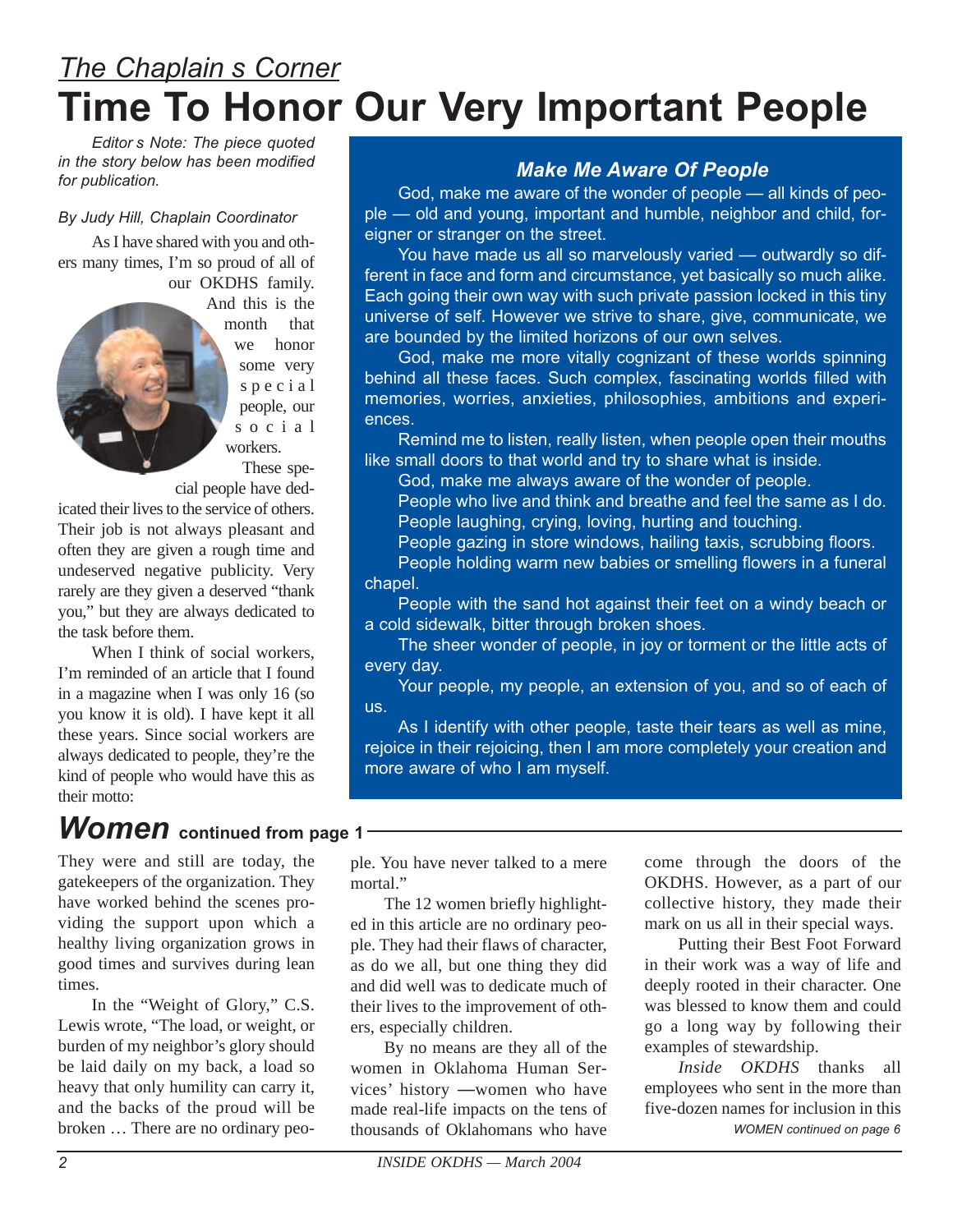*The Chaplain s Corner*

# Time To Honor Our Very Important People

*Editor s Note: The piece quoted in the story below has been modified for publication.*

*By Judy Hill, Chaplain Coordinator*

As I have shared with you and others many times, I'm so proud of all of our OKDHS family. And this is the month that we honor some very special people, our social workers.

These special people have dedicated their lives to the service of others. Their job is not always pleasant and often they are given a rough time and undeserved negative publicity. Very rarely are they given a deserved "thank you," but they are always dedicated to the task before them.

When I think of social workers, I'm reminded of an article that I found in a magazine when I was only 16 (so you know it is old). I have kept it all these years. Since social workers are always dedicated to people, they're the kind of people who would have this as their motto:

### *Make Me Aware Of People*

God, make me aware of the wonder of people — all kinds of people — old and young, important and humble, neighbor and child, foreigner or stranger on the street.

You have made us all so marvelously varied — outwardly so different in face and form and circumstance, yet basically so much alike. Each going their own way with such private passion locked in this tiny universe of self. However we strive to share, give, communicate, we are bounded by the limited horizons of our own selves.

God, make me more vitally cognizant of these worlds spinning behind all these faces. Such complex, fascinating worlds filled with memories, worries, anxieties, philosophies, ambitions and experiences.

Remind me to listen, really listen, when people open their mouths like small doors to that world and try to share what is inside.

God, make me always aware of the wonder of people.

People who live and think and breathe and feel the same as I do.

People laughing, crying, loving, hurting and touching.

People gazing in store windows, hailing taxis, scrubbing floors.

People holding warm new babies or smelling flowers in a funeral chapel.

People with the sand hot against their feet on a windy beach or a cold sidewalk, bitter through broken shoes.

The sheer wonder of people, in joy or torment or the little acts of every day.

Your people, my people, an extension of you, and so of each of us.

As I identify with other people, taste their tears as well as mine, rejoice in their rejoicing, then I am more completely your creation and more aware of who I am myself.

## *Women* continued from page 1

They were and still are today, the gatekeepers of the organization. They have worked behind the scenes providing the support upon which a healthy living organization grows in good times and survives during lean times.

In the "Weight of Glory," C.S. Lewis wrote, "The load, or weight, or burden of my neighbor's glory should be laid daily on my back, a load so heavy that only humility can carry it, and the backs of the proud will be broken … There are no ordinary people. You have never talked to a mere mortal."

The 12 women briefly highlighted in this article are no ordinary people. They had their flaws of character, as do we all, but one thing they did and did well was to dedicate much of their lives to the improvement of others, especially children.

By no means are they all of the women in Oklahoma Human Services' history —women who have made real-life impacts on the tens of thousands of Oklahomans who have come through the doors of the OKDHS. However, as a part of our collective history, they made their mark on us all in their special ways.

Putting their Best Foot Forward in their work was a way of life and deeply rooted in their character. One was blessed to know them and could go a long way by following their examples of stewardship.

*Inside OKDHS* thanks all employees who sent in the more than five-dozen names for inclusion in this

*WOMEN continued on page 6*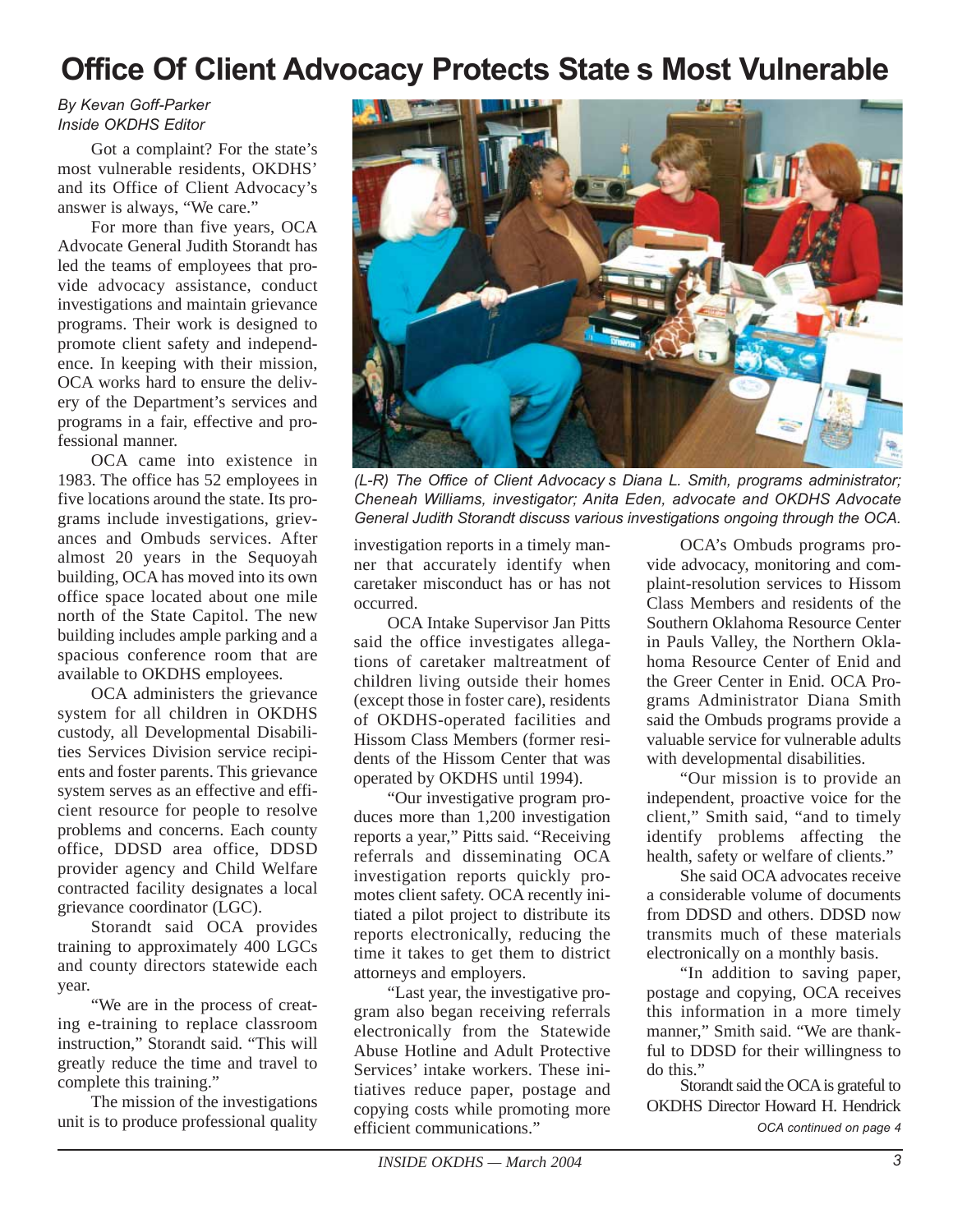# Office Of Client Advocacy Protects State s Most Vulnerable

*By Kevan Goff-Parker*
*Inside OKDHS Editor*

Got a complaint? For the state's most vulnerable residents, OKDHS' and its Office of Client Advocacy's answer is always, "We care."

For more than five years, OCA Advocate General Judith Storandt has led the teams of employees that provide advocacy assistance, conduct investigations and maintain grievance programs. Their work is designed to promote client safety and independence. In keeping with their mission, OCA works hard to ensure the delivery of the Department's services and programs in a fair, effective and professional manner.

OCA came into existence in 1983. The office has 52 employees in five locations around the state. Its programs include investigations, grievances and Ombuds services. After almost 20 years in the Sequoyah building, OCA has moved into its own office space located about one mile north of the State Capitol. The new building includes ample parking and a spacious conference room that are available to OKDHS employees.

OCA administers the grievance system for all children in OKDHS custody, all Developmental Disabilities Services Division service recipients and foster parents. This grievance system serves as an effective and efficient resource for people to resolve problems and concerns. Each county office, DDSD area office, DDSD provider agency and Child Welfare contracted facility designates a local grievance coordinator (LGC).

Storandt said OCA provides training to approximately 400 LGCs and county directors statewide each year.

"We are in the process of creating e-training to replace classroom instruction," Storandt said. "This will greatly reduce the time and travel to complete this training."

The mission of the investigations unit is to produce professional quality investigation reports in a timely manner that accurately identify when caretaker misconduct has or has not occurred.

*(L-R) The Office of Client Advocacy s Diana L. Smith, programs administrator; Cheneah Williams, investigator; Anita Eden, advocate and OKDHS Advocate General Judith Storandt discuss various investigations ongoing through the OCA.*

OCA Intake Supervisor Jan Pitts said the office investigates allegations of caretaker maltreatment of children living outside their homes (except those in foster care), residents of OKDHS-operated facilities and Hissom Class Members (former residents of the Hissom Center that was operated by OKDHS until 1994).

"Our investigative program produces more than 1,200 investigation reports a year," Pitts said. "Receiving referrals and disseminating OCA investigation reports quickly promotes client safety. OCA recently initiated a pilot project to distribute its reports electronically, reducing the time it takes to get them to district attorneys and employers.

"Last year, the investigative program also began receiving referrals electronically from the Statewide Abuse Hotline and Adult Protective Services' intake workers. These initiatives reduce paper, postage and copying costs while promoting more efficient communications."

OCA's Ombuds programs provide advocacy, monitoring and complaint-resolution services to Hissom Class Members and residents of the Southern Oklahoma Resource Center in Pauls Valley, the Northern Oklahoma Resource Center of Enid and the Greer Center in Enid. OCA Programs Administrator Diana Smith said the Ombuds programs provide a valuable service for vulnerable adults with developmental disabilities.

"Our mission is to provide an independent, proactive voice for the client," Smith said, "and to timely identify problems affecting the health, safety or welfare of clients."

She said OCA advocates receive a considerable volume of documents from DDSD and others. DDSD now transmits much of these materials electronically on a monthly basis.

"In addition to saving paper, postage and copying, OCA receives this information in a more timely manner," Smith said. "We are thankful to DDSD for their willingness to do this."

Storandt said the OCA is grateful to OKDHS Director Howard H. Hendrick

*OCA continued on page 4*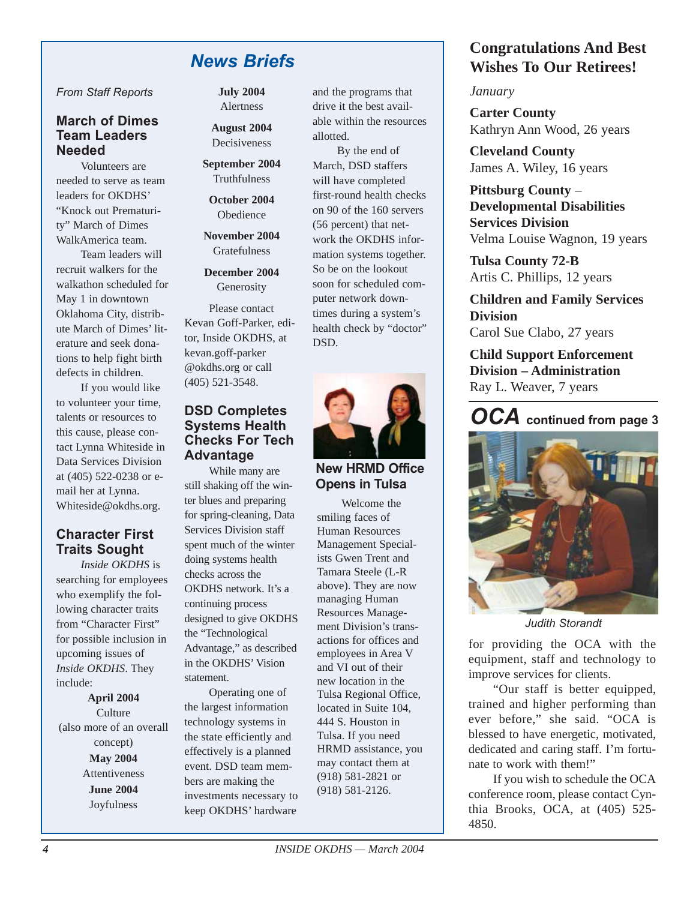# News Briefs

*From Staff Reports*

## March of Dimes Team Leaders Needed

Volunteers are needed to serve as team leaders for OKDHS' "Knock out Prematurity" March of Dimes WalkAmerica team.

Team leaders will recruit walkers for the walkathon scheduled for May 1 in downtown Oklahoma City, distribute March of Dimes' literature and seek donations to help fight birth defects in children.

If you would like to volunteer your time, talents or resources to this cause, please contact Lynna Whiteside in Data Services Division at (405) 522-0238 or e-mail her at Lynna.Whiteside@okdhs.org.

## Character First Traits Sought

*Inside OKDHS* is searching for employees who exemplify the following character traits from "Character First" for possible inclusion in upcoming issues of *Inside OKDHS*. They include:

**April 2004**
Culture
(also more of an overall concept)

**May 2004**
Attentiveness

**June 2004**
Joyfulness

**July 2004**
Alertness

**August 2004**
Decisiveness

**September 2004**
Truthfulness

**October 2004**
Obedience

**November 2004**
Gratefulness

**December 2004**
Generosity

Please contact Kevan Goff-Parker, editor, Inside OKDHS, at kevan.goff-parker@okdhs.org or call (405) 521-3548.

## DSD Completes Systems Health Checks For Tech Advantage

While many are still shaking off the winter blues and preparing for spring-cleaning, Data Services Division staff spent much of the winter doing systems health checks across the OKDHS network. It's a continuing process designed to give OKDHS the "Technological Advantage," as described in the OKDHS' Vision statement.

Operating one of the largest information technology systems in the state efficiently and effectively is a planned event. DSD team members are making the investments necessary to keep OKDHS' hardware and the programs that drive it the best available within the resources allotted.

By the end of March, DSD staffers will have completed first-round health checks on 90 of the 160 servers (56 percent) that network the OKDHS information systems together. So be on the lookout soon for scheduled computer network downtimes during a system's health check by "doctor" DSD.

## New HRMD Office Opens in Tulsa

Welcome the smiling faces of Human Resources Management Specialists Gwen Trent and Tamara Steele (L-R above). They are now managing Human Resources Management Division's transactions for offices and employees in Area V and VI out of their new location in the Tulsa Regional Office, located in Suite 104, 444 S. Houston in Tulsa. If you need HRMD assistance, you may contact them at (918) 581-2821 or (918) 581-2126.

# Congratulations And Best Wishes To Our Retirees!

*January*

**Carter County**
Kathryn Ann Wood, 26 years

**Cleveland County**
James A. Wiley, 16 years

**Pittsburg County – Developmental Disabilities Services Division**
Velma Louise Wagnon, 19 years

**Tulsa County 72-B**
Artis C. Phillips, 12 years

**Children and Family Services Division**
Carol Sue Clabo, 27 years

**Child Support Enforcement Division – Administration**
Ray L. Weaver, 7 years

## *OCA* continued from page 3

*Judith Storandt*

for providing the OCA with the equipment, staff and technology to improve services for clients.

"Our staff is better equipped, trained and higher performing than ever before," she said. "OCA is blessed to have energetic, motivated, dedicated and caring staff. I'm fortunate to work with them!"

If you wish to schedule the OCA conference room, please contact Cynthia Brooks, OCA, at (405) 525-4850.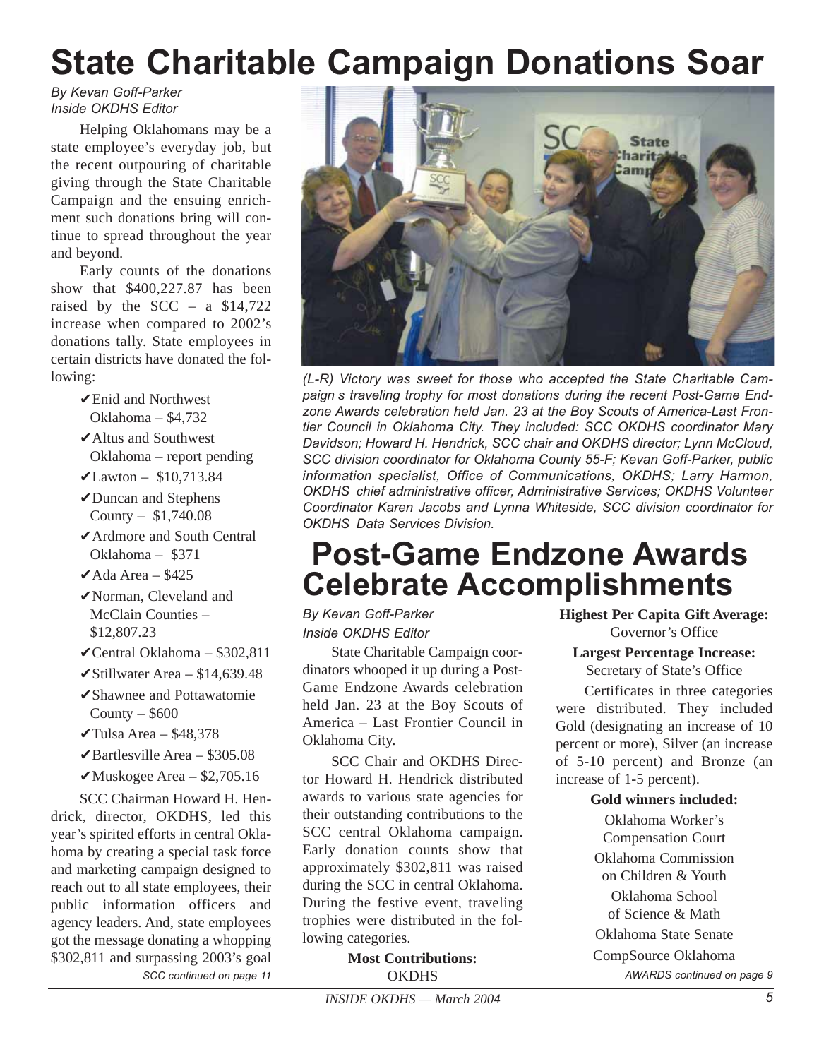# State Charitable Campaign Donations Soar

*By Kevan Goff-Parker*
*Inside OKDHS Editor*

Helping Oklahomans may be a state employee's everyday job, but the recent outpouring of charitable giving through the State Charitable Campaign and the ensuing enrichment such donations bring will continue to spread throughout the year and beyond.

Early counts of the donations show that $400,227.87 has been raised by the SCC – a $14,722 increase when compared to 2002's donations tally. State employees in certain districts have donated the following:

- ✔Enid and Northwest Oklahoma – $4,732
- ✔Altus and Southwest Oklahoma – report pending
- ✔Lawton – $10,713.84
- ✔Duncan and Stephens County – $1,740.08
- ✔Ardmore and South Central Oklahoma – $371
- ✔Ada Area – $425
- ✔Norman, Cleveland and McClain Counties – $12,807.23
- ✔Central Oklahoma – $302,811
- ✔Stillwater Area – $14,639.48
- ✔Shawnee and Pottawatomie County – $600
- ✔Tulsa Area – $48,378
- ✔Bartlesville Area – $305.08
- ✔Muskogee Area – $2,705.16

SCC Chairman Howard H. Hendrick, director, OKDHS, led this year's spirited efforts in central Oklahoma by creating a special task force and marketing campaign designed to reach out to all state employees, their public information officers and agency leaders. And, state employees got the message donating a whopping $302,811 and surpassing 2003's goal

*SCC continued on page 11*

*(L-R) Victory was sweet for those who accepted the State Charitable Campaign s traveling trophy for most donations during the recent Post-Game Endzone Awards celebration held Jan. 23 at the Boy Scouts of America-Last Frontier Council in Oklahoma City. They included: SCC OKDHS coordinator Mary Davidson; Howard H. Hendrick, SCC chair and OKDHS director; Lynn McCloud, SCC division coordinator for Oklahoma County 55-F; Kevan Goff-Parker, public information specialist, Office of Communications, OKDHS; Larry Harmon, OKDHS chief administrative officer, Administrative Services; OKDHS Volunteer Coordinator Karen Jacobs and Lynna Whiteside, SCC division coordinator for OKDHS Data Services Division.*

# Post-Game Endzone Awards Celebrate Accomplishments

*By Kevan Goff-Parker*
*Inside OKDHS Editor*

State Charitable Campaign coordinators whooped it up during a Post-Game Endzone Awards celebration held Jan. 23 at the Boy Scouts of America – Last Frontier Council in Oklahoma City.

SCC Chair and OKDHS Director Howard H. Hendrick distributed awards to various state agencies for their outstanding contributions to the SCC central Oklahoma campaign. Early donation counts show that approximately $302,811 was raised during the SCC in central Oklahoma. During the festive event, traveling trophies were distributed in the following categories.

**Most Contributions:**
OKDHS

**Highest Per Capita Gift Average:**
Governor's Office

**Largest Percentage Increase:**
Secretary of State's Office

Certificates in three categories were distributed. They included Gold (designating an increase of 10 percent or more), Silver (an increase of 5-10 percent) and Bronze (an increase of 1-5 percent).

**Gold winners included:**

Oklahoma Worker's Compensation Court

Oklahoma Commission on Children & Youth

Oklahoma School of Science & Math

Oklahoma State Senate

CompSource Oklahoma

*AWARDS continued on page 9*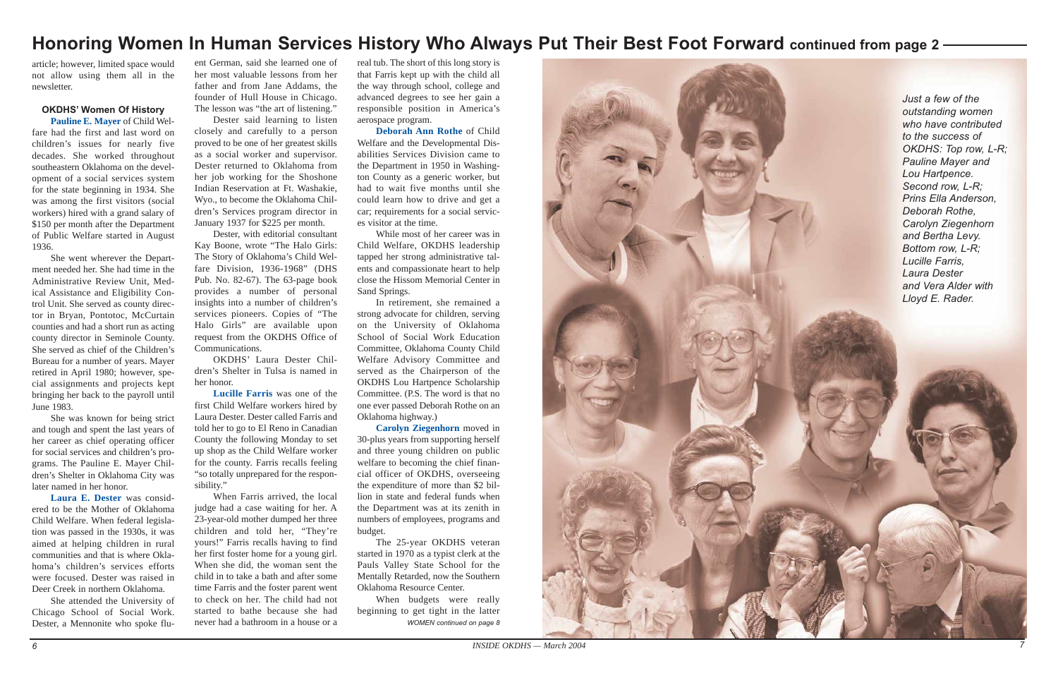# Honoring Women In Human Services History Who Always Put Their Best Foot Forward continued from page 2

article; however, limited space would not allow using them all in the newsletter.

### OKDHS' Women Of History

**Pauline E. Mayer** of Child Welfare had the first and last word on children's issues for nearly five decades. She worked throughout southeastern Oklahoma on the development of a social services system for the state beginning in 1934. She was among the first visitors (social workers) hired with a grand salary of $150 per month after the Department of Public Welfare started in August 1936.

She went wherever the Department needed her. She had time in the Administrative Review Unit, Medical Assistance and Eligibility Control Unit. She served as county director in Bryan, Pontotoc, McCurtain counties and had a short run as acting county director in Seminole County. She served as chief of the Children's Bureau for a number of years. Mayer retired in April 1980; however, special assignments and projects kept bringing her back to the payroll until June 1983.

She was known for being strict and tough and spent the last years of her career as chief operating officer for social services and children's programs. The Pauline E. Mayer Children's Shelter in Oklahoma City was later named in her honor.

**Laura E. Dester** was considered to be the Mother of Oklahoma Child Welfare. When federal legislation was passed in the 1930s, it was aimed at helping children in rural communities and that is where Oklahoma's children's services efforts were focused. Dester was raised in Deer Creek in northern Oklahoma.

She attended the University of Chicago School of Social Work. Dester, a Mennonite who spoke fluent German, said she learned one of her most valuable lessons from her father and from Jane Addams, the founder of Hull House in Chicago. The lesson was "the art of listening."

Dester said learning to listen closely and carefully to a person proved to be one of her greatest skills as a social worker and supervisor. Dester returned to Oklahoma from her job working for the Shoshone Indian Reservation at Ft. Washakie, Wyo., to become the Oklahoma Children's Services program director in January 1937 for $225 per month.

Dester, with editorial consultant Kay Boone, wrote "The Halo Girls: The Story of Oklahoma's Child Welfare Division, 1936-1968" (DHS Pub. No. 82-67). The 63-page book provides a number of personal insights into a number of children's services pioneers. Copies of "The Halo Girls" are available upon request from the OKDHS Office of Communications.

OKDHS' Laura Dester Children's Shelter in Tulsa is named in her honor.

**Lucille Farris** was one of the first Child Welfare workers hired by Laura Dester. Dester called Farris and told her to go to El Reno in Canadian County the following Monday to set up shop as the Child Welfare worker for the county. Farris recalls feeling "so totally unprepared for the responsibility."

When Farris arrived, the local judge had a case waiting for her. A 23-year-old mother dumped her three children and told her, "They're yours!" Farris recalls having to find her first foster home for a young girl. When she did, the woman sent the child in to take a bath and after some time Farris and the foster parent went to check on her. The child had not started to bathe because she had never had a bathroom in a house or a real tub. The short of this long story is that Farris kept up with the child all the way through school, college and advanced degrees to see her gain a responsible position in America's aerospace program.

**Deborah Ann Rothe** of Child Welfare and the Developmental Disabilities Services Division came to the Department in 1950 in Washington County as a generic worker, but had to wait five months until she could learn how to drive and get a car; requirements for a social services visitor at the time.

While most of her career was in Child Welfare, OKDHS leadership tapped her strong administrative talents and compassionate heart to help close the Hissom Memorial Center in Sand Springs.

In retirement, she remained a strong advocate for children, serving on the University of Oklahoma School of Social Work Education Committee, Oklahoma County Child Welfare Advisory Committee and served as the Chairperson of the OKDHS Lou Hartpence Scholarship Committee. (P.S. The word is that no one ever passed Deborah Rothe on an Oklahoma highway.)

**Carolyn Ziegenhorn** moved in 30-plus years from supporting herself and three young children on public welfare to becoming the chief financial officer of OKDHS, overseeing the expenditure of more than $2 billion in state and federal funds when the Department was at its zenith in numbers of employees, programs and budget.

The 25-year OKDHS veteran started in 1970 as a typist clerk at the Pauls Valley State School for the Mentally Retarded, now the Southern Oklahoma Resource Center.

When budgets were really beginning to get tight in the latter

*WOMEN continued on page 8*

*Just a few of the outstanding women who have contributed to the success of OKDHS: Top row, L-R; Pauline Mayer and Lou Hartpence. Second row, L-R; Prins Ella Anderson, Deborah Rothe, Carolyn Ziegenhorn and Bertha Levy. Bottom row, L-R; Lucille Farris, Laura Dester and Vera Alder with Lloyd E. Rader.*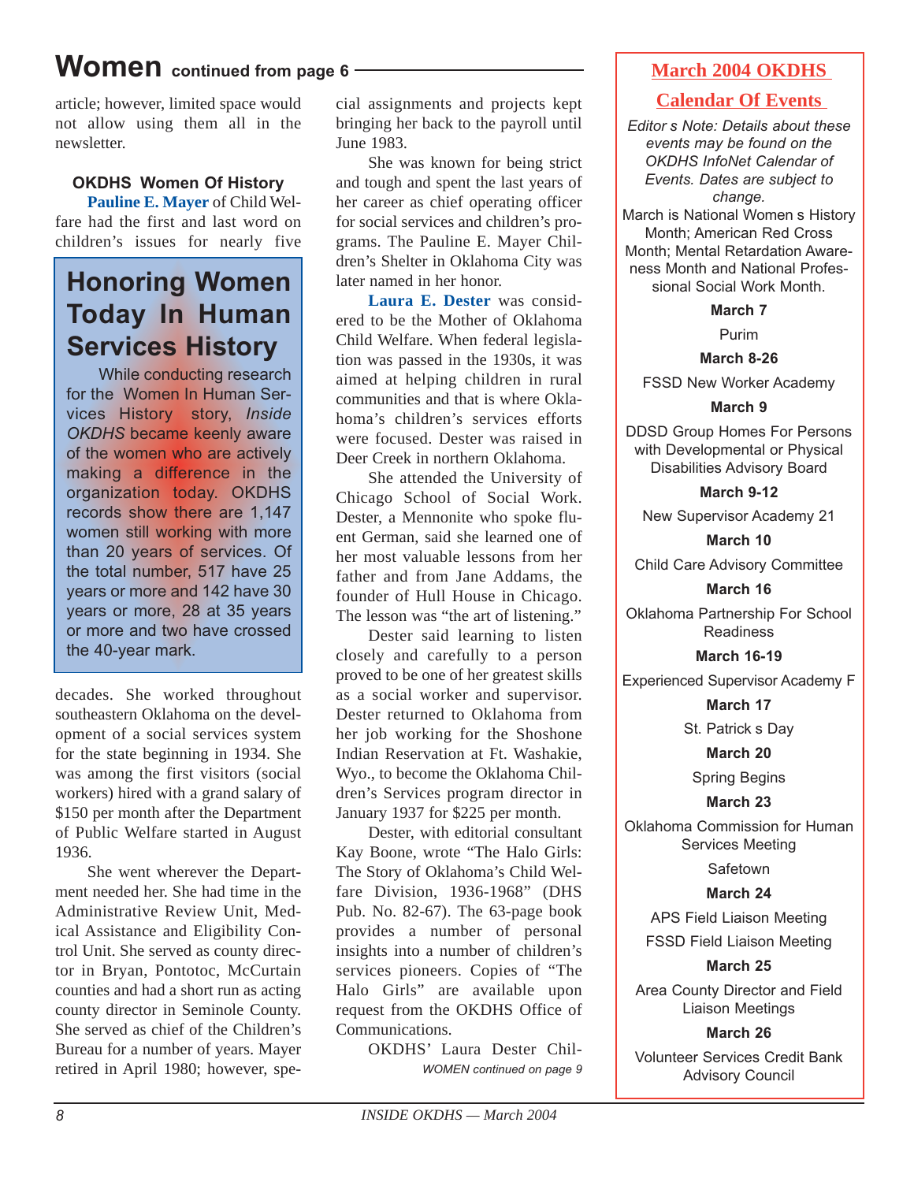# Women continued from page 6

article; however, limited space would not allow using them all in the newsletter.

### OKDHS Women Of History

**Pauline E. Mayer** of Child Welfare had the first and last word on children's issues for nearly five decades. She worked throughout southeastern Oklahoma on the development of a social services system for the state beginning in 1934. She was among the first visitors (social workers) hired with a grand salary of $150 per month after the Department of Public Welfare started in August 1936.

She went wherever the Department needed her. She had time in the Administrative Review Unit, Medical Assistance and Eligibility Control Unit. She served as county director in Bryan, Pontotoc, McCurtain counties and had a short run as acting county director in Seminole County. She served as chief of the Children's Bureau for a number of years. Mayer retired in April 1980; however, special assignments and projects kept bringing her back to the payroll until June 1983.

She was known for being strict and tough and spent the last years of her career as chief operating officer for social services and children's programs. The Pauline E. Mayer Children's Shelter in Oklahoma City was later named in her honor.

**Laura E. Dester** was considered to be the Mother of Oklahoma Child Welfare. When federal legislation was passed in the 1930s, it was aimed at helping children in rural communities and that is where Oklahoma's children's services efforts were focused. Dester was raised in Deer Creek in northern Oklahoma.

She attended the University of Chicago School of Social Work. Dester, a Mennonite who spoke fluent German, said she learned one of her most valuable lessons from her father and from Jane Addams, the founder of Hull House in Chicago. The lesson was "the art of listening."

Dester said learning to listen closely and carefully to a person proved to be one of her greatest skills as a social worker and supervisor. Dester returned to Oklahoma from her job working for the Shoshone Indian Reservation at Ft. Washakie, Wyo., to become the Oklahoma Children's Services program director in January 1937 for $225 per month.

Dester, with editorial consultant Kay Boone, wrote "The Halo Girls: The Story of Oklahoma's Child Welfare Division, 1936-1968" (DHS Pub. No. 82-67). The 63-page book provides a number of personal insights into a number of children's services pioneers. Copies of "The Halo Girls" are available upon request from the OKDHS Office of Communications.

OKDHS' Laura Dester Chil-

*WOMEN continued on page 9*

## Honoring Women Today In Human Services History

While conducting research for the Women In Human Services History story, *Inside OKDHS* became keenly aware of the women who are actively making a difference in the organization today. OKDHS records show there are 1,147 women still working with more than 20 years of services. Of the total number, 517 have 25 years or more and 142 have 30 years or more, 28 at 35 years or more and two have crossed the 40-year mark.

## March 2004 OKDHS Calendar Of Events

*Editor s Note: Details about these events may be found on the OKDHS InfoNet Calendar of Events. Dates are subject to change.*

March is National Women s History Month; American Red Cross Month; Mental Retardation Awareness Month and National Professional Social Work Month.

**March 7**

Purim

**March 8-26**

FSSD New Worker Academy

**March 9**

DDSD Group Homes For Persons with Developmental or Physical Disabilities Advisory Board

**March 9-12**

New Supervisor Academy 21

**March 10**

Child Care Advisory Committee

**March 16**

Oklahoma Partnership For School Readiness

**March 16-19**

Experienced Supervisor Academy F

**March 17**

St. Patrick s Day

**March 20**

Spring Begins

**March 23**

Oklahoma Commission for Human Services Meeting

Safetown

**March 24**

APS Field Liaison Meeting

FSSD Field Liaison Meeting

**March 25**

Area County Director and Field Liaison Meetings

**March 26**

Volunteer Services Credit Bank Advisory Council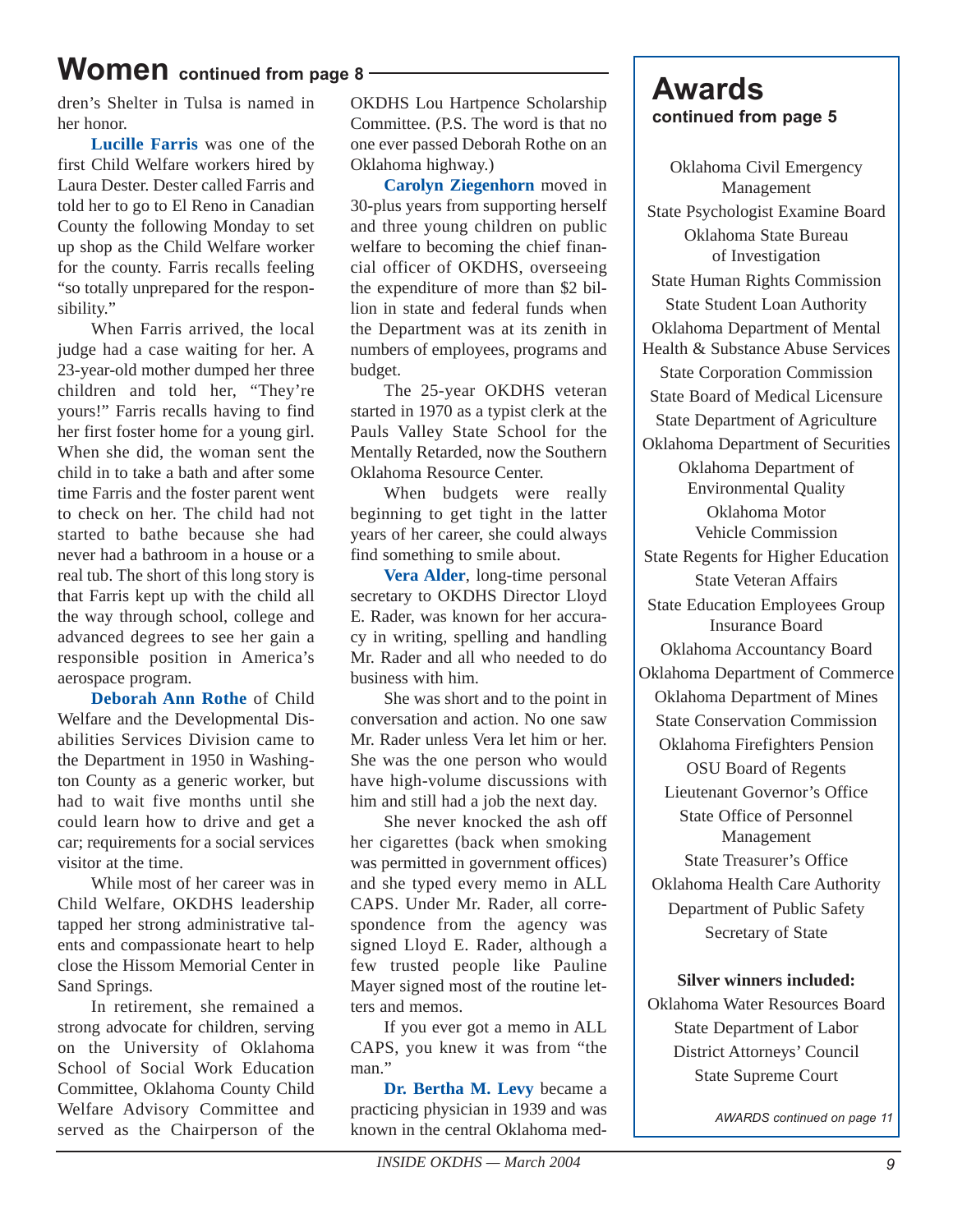## Women continued from page 8

dren's Shelter in Tulsa is named in her honor.

**Lucille Farris** was one of the first Child Welfare workers hired by Laura Dester. Dester called Farris and told her to go to El Reno in Canadian County the following Monday to set up shop as the Child Welfare worker for the county. Farris recalls feeling "so totally unprepared for the responsibility."

When Farris arrived, the local judge had a case waiting for her. A 23-year-old mother dumped her three children and told her, "They're yours!" Farris recalls having to find her first foster home for a young girl. When she did, the woman sent the child in to take a bath and after some time Farris and the foster parent went to check on her. The child had not started to bathe because she had never had a bathroom in a house or a real tub. The short of this long story is that Farris kept up with the child all the way through school, college and advanced degrees to see her gain a responsible position in America's aerospace program.

**Deborah Ann Rothe** of Child Welfare and the Developmental Disabilities Services Division came to the Department in 1950 in Washington County as a generic worker, but had to wait five months until she could learn how to drive and get a car; requirements for a social services visitor at the time.

While most of her career was in Child Welfare, OKDHS leadership tapped her strong administrative talents and compassionate heart to help close the Hissom Memorial Center in Sand Springs.

In retirement, she remained a strong advocate for children, serving on the University of Oklahoma School of Social Work Education Committee, Oklahoma County Child Welfare Advisory Committee and served as the Chairperson of the OKDHS Lou Hartpence Scholarship Committee. (P.S. The word is that no one ever passed Deborah Rothe on an Oklahoma highway.)

**Carolyn Ziegenhorn** moved in 30-plus years from supporting herself and three young children on public welfare to becoming the chief financial officer of OKDHS, overseeing the expenditure of more than $2 billion in state and federal funds when the Department was at its zenith in numbers of employees, programs and budget.

The 25-year OKDHS veteran started in 1970 as a typist clerk at the Pauls Valley State School for the Mentally Retarded, now the Southern Oklahoma Resource Center.

When budgets were really beginning to get tight in the latter years of her career, she could always find something to smile about.

**Vera Alder**, long-time personal secretary to OKDHS Director Lloyd E. Rader, was known for her accuracy in writing, spelling and handling Mr. Rader and all who needed to do business with him.

She was short and to the point in conversation and action. No one saw Mr. Rader unless Vera let him or her. She was the one person who would have high-volume discussions with him and still had a job the next day.

She never knocked the ash off her cigarettes (back when smoking was permitted in government offices) and she typed every memo in ALL CAPS. Under Mr. Rader, all correspondence from the agency was signed Lloyd E. Rader, although a few trusted people like Pauline Mayer signed most of the routine letters and memos.

If you ever got a memo in ALL CAPS, you knew it was from "the man."

**Dr. Bertha M. Levy** became a practicing physician in 1939 and was known in the central Oklahoma med-

## Awards
**continued from page 5**

Oklahoma Civil Emergency Management
State Psychologist Examine Board
Oklahoma State Bureau of Investigation
State Human Rights Commission
State Student Loan Authority
Oklahoma Department of Mental Health & Substance Abuse Services
State Corporation Commission
State Board of Medical Licensure
State Department of Agriculture
Oklahoma Department of Securities
Oklahoma Department of Environmental Quality
Oklahoma Motor Vehicle Commission
State Regents for Higher Education
State Veteran Affairs
State Education Employees Group Insurance Board
Oklahoma Accountancy Board
Oklahoma Department of Commerce
Oklahoma Department of Mines
State Conservation Commission
Oklahoma Firefighters Pension
OSU Board of Regents
Lieutenant Governor's Office
State Office of Personnel Management
State Treasurer's Office
Oklahoma Health Care Authority
Department of Public Safety
Secretary of State

**Silver winners included:**

Oklahoma Water Resources Board
State Department of Labor
District Attorneys' Council
State Supreme Court

*AWARDS continued on page 11*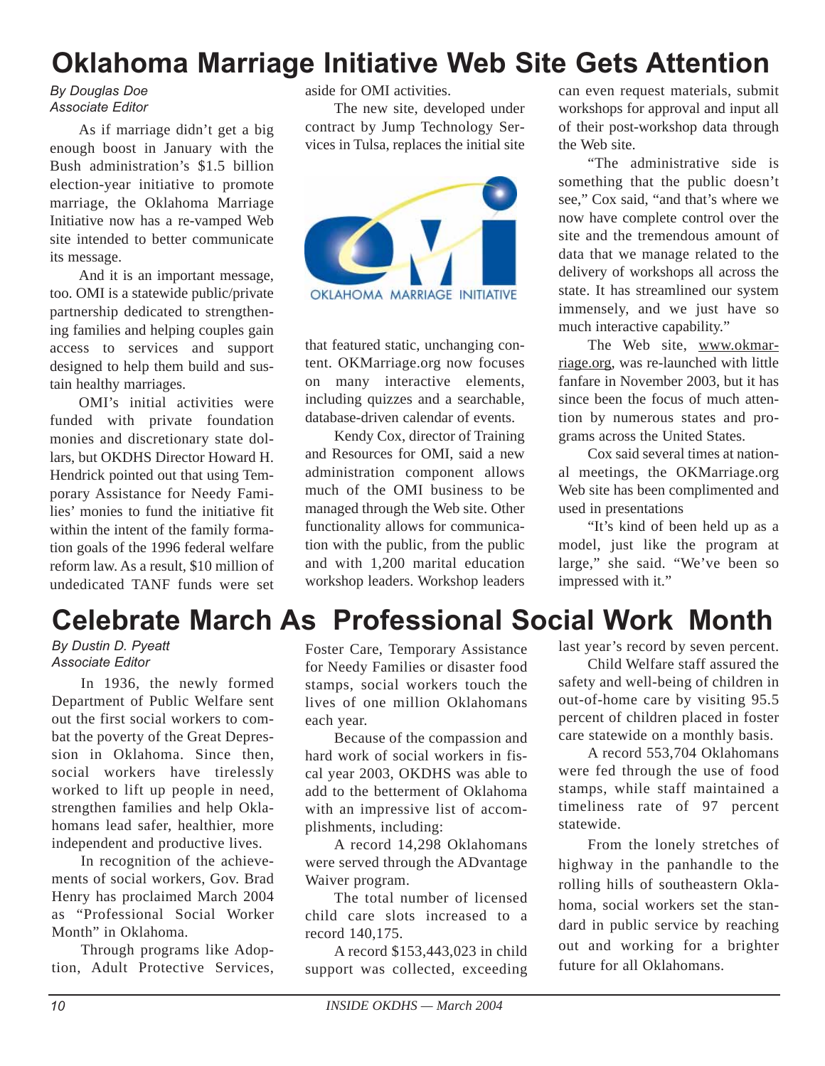# Oklahoma Marriage Initiative Web Site Gets Attention

*By Douglas Doe*
*Associate Editor*

As if marriage didn't get a big enough boost in January with the Bush administration's $1.5 billion election-year initiative to promote marriage, the Oklahoma Marriage Initiative now has a re-vamped Web site intended to better communicate its message.

And it is an important message, too. OMI is a statewide public/private partnership dedicated to strengthening families and helping couples gain access to services and support designed to help them build and sustain healthy marriages.

OMI's initial activities were funded with private foundation monies and discretionary state dollars, but OKDHS Director Howard H. Hendrick pointed out that using Temporary Assistance for Needy Families' monies to fund the initiative fit within the intent of the family formation goals of the 1996 federal welfare reform law. As a result, $10 million of undedicated TANF funds were set aside for OMI activities.

The new site, developed under contract by Jump Technology Services in Tulsa, replaces the initial site that featured static, unchanging content. OKMarriage.org now focuses on many interactive elements, including quizzes and a searchable, database-driven calendar of events.

Kendy Cox, director of Training and Resources for OMI, said a new administration component allows much of the OMI business to be managed through the Web site. Other functionality allows for communication with the public, from the public and with 1,200 marital education workshop leaders. Workshop leaders can even request materials, submit workshops for approval and input all of their post-workshop data through the Web site.

"The administrative side is something that the public doesn't see," Cox said, "and that's where we now have complete control over the site and the tremendous amount of data that we manage related to the delivery of workshops all across the state. It has streamlined our system immensely, and we just have so much interactive capability."

The Web site, www.okmarriage.org, was re-launched with little fanfare in November 2003, but it has since been the focus of much attention by numerous states and programs across the United States.

Cox said several times at national meetings, the OKMarriage.org Web site has been complimented and used in presentations

"It's kind of been held up as a model, just like the program at large," she said. "We've been so impressed with it."

# Celebrate March As Professional Social Work Month

*By Dustin D. Pyeatt*
*Associate Editor*

In 1936, the newly formed Department of Public Welfare sent out the first social workers to combat the poverty of the Great Depression in Oklahoma. Since then, social workers have tirelessly worked to lift up people in need, strengthen families and help Oklahomans lead safer, healthier, more independent and productive lives.

In recognition of the achievements of social workers, Gov. Brad Henry has proclaimed March 2004 as "Professional Social Worker Month" in Oklahoma.

Through programs like Adoption, Adult Protective Services, Foster Care, Temporary Assistance for Needy Families or disaster food stamps, social workers touch the lives of one million Oklahomans each year.

Because of the compassion and hard work of social workers in fiscal year 2003, OKDHS was able to add to the betterment of Oklahoma with an impressive list of accomplishments, including:

A record 14,298 Oklahomans were served through the ADvantage Waiver program.

The total number of licensed child care slots increased to a record 140,175.

A record $153,443,023 in child support was collected, exceeding last year's record by seven percent.

Child Welfare staff assured the safety and well-being of children in out-of-home care by visiting 95.5 percent of children placed in foster care statewide on a monthly basis.

A record 553,704 Oklahomans were fed through the use of food stamps, while staff maintained a timeliness rate of 97 percent statewide.

From the lonely stretches of highway in the panhandle to the rolling hills of southeastern Oklahoma, social workers set the standard in public service by reaching out and working for a brighter future for all Oklahomans.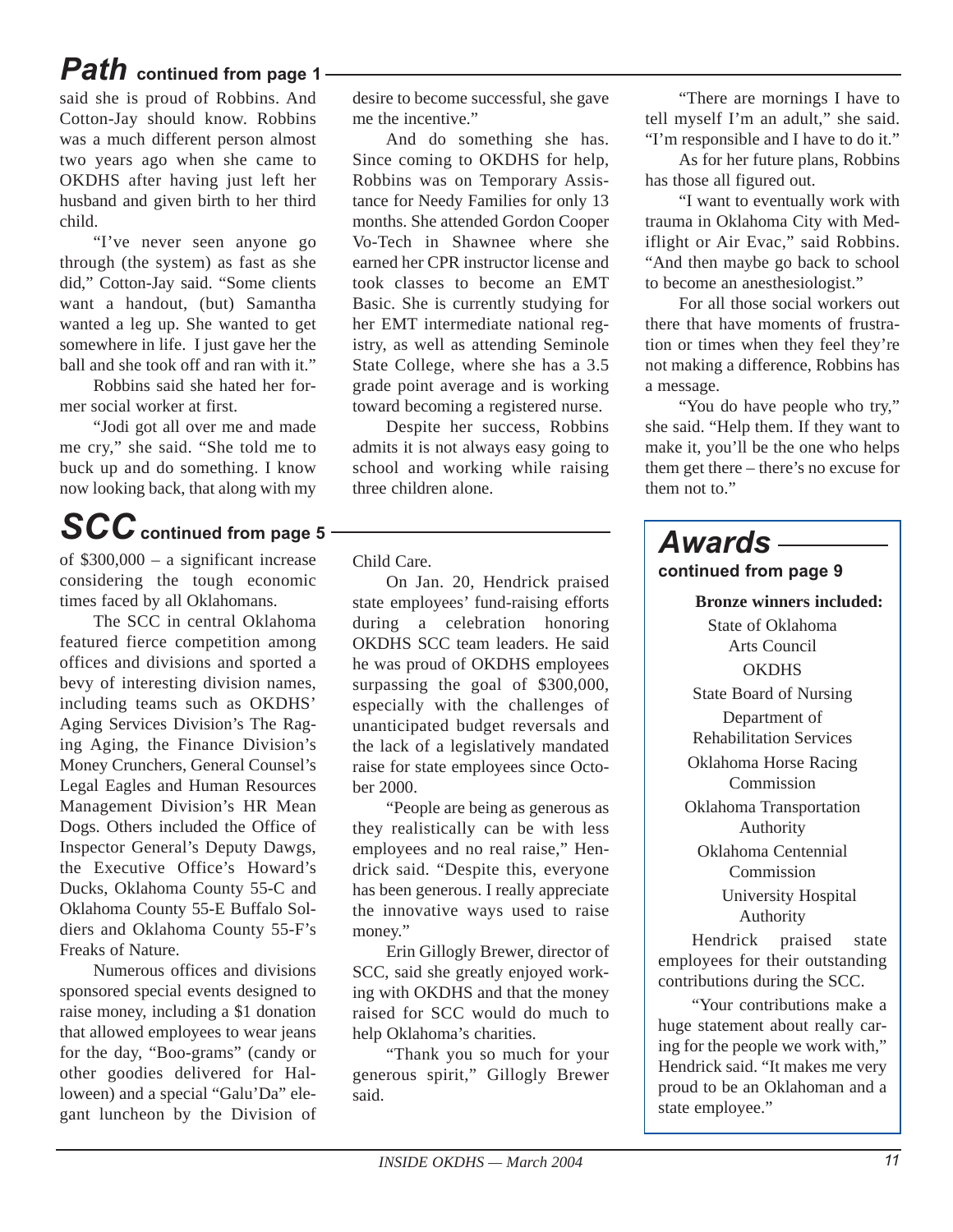## *Path* continued from page 1

said she is proud of Robbins. And Cotton-Jay should know. Robbins was a much different person almost two years ago when she came to OKDHS after having just left her husband and given birth to her third child.

"I've never seen anyone go through (the system) as fast as she did," Cotton-Jay said. "Some clients want a handout, (but) Samantha wanted a leg up. She wanted to get somewhere in life. I just gave her the ball and she took off and ran with it."

Robbins said she hated her former social worker at first.

"Jodi got all over me and made me cry," she said. "She told me to buck up and do something. I know now looking back, that along with my desire to become successful, she gave me the incentive."

And do something she has. Since coming to OKDHS for help, Robbins was on Temporary Assistance for Needy Families for only 13 months. She attended Gordon Cooper Vo-Tech in Shawnee where she earned her CPR instructor license and took classes to become an EMT Basic. She is currently studying for her EMT intermediate national registry, as well as attending Seminole State College, where she has a 3.5 grade point average and is working toward becoming a registered nurse.

Despite her success, Robbins admits it is not always easy going to school and working while raising three children alone.

"There are mornings I have to tell myself I'm an adult," she said. "I'm responsible and I have to do it."

As for her future plans, Robbins has those all figured out.

"I want to eventually work with trauma in Oklahoma City with Mediflight or Air Evac," said Robbins. "And then maybe go back to school to become an anesthesiologist."

For all those social workers out there that have moments of frustration or times when they feel they're not making a difference, Robbins has a message.

"You do have people who try," she said. "Help them. If they want to make it, you'll be the one who helps them get there – there's no excuse for them not to."

## *SCC* continued from page 5

of $300,000 – a significant increase considering the tough economic times faced by all Oklahomans.

The SCC in central Oklahoma featured fierce competition among offices and divisions and sported a bevy of interesting division names, including teams such as OKDHS' Aging Services Division's The Raging Aging, the Finance Division's Money Crunchers, General Counsel's Legal Eagles and Human Resources Management Division's HR Mean Dogs. Others included the Office of Inspector General's Deputy Dawgs, the Executive Office's Howard's Ducks, Oklahoma County 55-C and Oklahoma County 55-E Buffalo Soldiers and Oklahoma County 55-F's Freaks of Nature.

Numerous offices and divisions sponsored special events designed to raise money, including a $1 donation that allowed employees to wear jeans for the day, "Boo-grams" (candy or other goodies delivered for Halloween) and a special "Galu'Da" elegant luncheon by the Division of Child Care.

On Jan. 20, Hendrick praised state employees' fund-raising efforts during a celebration honoring OKDHS SCC team leaders. He said he was proud of OKDHS employees surpassing the goal of $300,000, especially with the challenges of unanticipated budget reversals and the lack of a legislatively mandated raise for state employees since October 2000.

"People are being as generous as they realistically can be with less employees and no real raise," Hendrick said. "Despite this, everyone has been generous. I really appreciate the innovative ways used to raise money."

Erin Gillogly Brewer, director of SCC, said she greatly enjoyed working with OKDHS and that the money raised for SCC would do much to help Oklahoma's charities.

"Thank you so much for your generous spirit," Gillogly Brewer said.

## *Awards* continued from page 9

**Bronze winners included:**

State of Oklahoma Arts Council

OKDHS

State Board of Nursing

Department of Rehabilitation Services

Oklahoma Horse Racing Commission

Oklahoma Transportation Authority

Oklahoma Centennial Commission

University Hospital Authority

Hendrick praised state employees for their outstanding contributions during the SCC.

"Your contributions make a huge statement about really caring for the people we work with," Hendrick said. "It makes me very proud to be an Oklahoman and a state employee."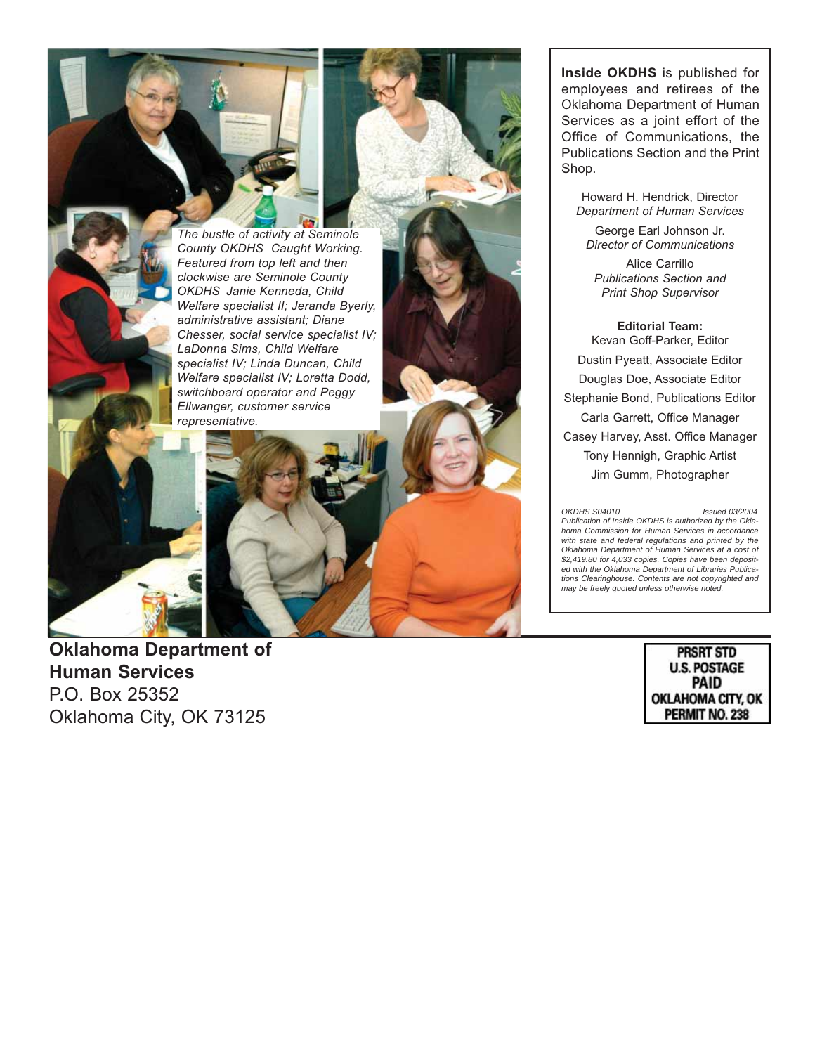*The bustle of activity at Seminole County OKDHS Caught Working. Featured from top left and then clockwise are Seminole County OKDHS Janie Kenneda, Child Welfare specialist II; Jeranda Byerly, administrative assistant; Diane Chesser, social service specialist IV; LaDonna Sims, Child Welfare specialist IV; Linda Duncan, Child Welfare specialist IV; Loretta Dodd, switchboard operator and Peggy Ellwanger, customer service representative.*

**Inside OKDHS** is published for employees and retirees of the Oklahoma Department of Human Services as a joint effort of the Office of Communications, the Publications Section and the Print Shop.

Howard H. Hendrick, Director
*Department of Human Services*

George Earl Johnson Jr.
*Director of Communications*

Alice Carrillo
*Publications Section and Print Shop Supervisor*

**Editorial Team:**
Kevan Goff-Parker, Editor
Dustin Pyeatt, Associate Editor
Douglas Doe, Associate Editor
Stephanie Bond, Publications Editor
Carla Garrett, Office Manager
Casey Harvey, Asst. Office Manager
Tony Hennigh, Graphic Artist
Jim Gumm, Photographer

*OKDHS S04010 Issued 03/2004*
*Publication of Inside OKDHS is authorized by the Oklahoma Commission for Human Services in accordance with state and federal regulations and printed by the Oklahoma Department of Human Services at a cost of $2,419.80 for 4,033 copies. Copies have been deposited with the Oklahoma Department of Libraries Publications Clearinghouse. Contents are not copyrighted and may be freely quoted unless otherwise noted.*

**Oklahoma Department of Human Services**
P.O. Box 25352
Oklahoma City, OK 73125

PRSRT STD
U.S. POSTAGE
PAID
OKLAHOMA CITY, OK
PERMIT NO. 238